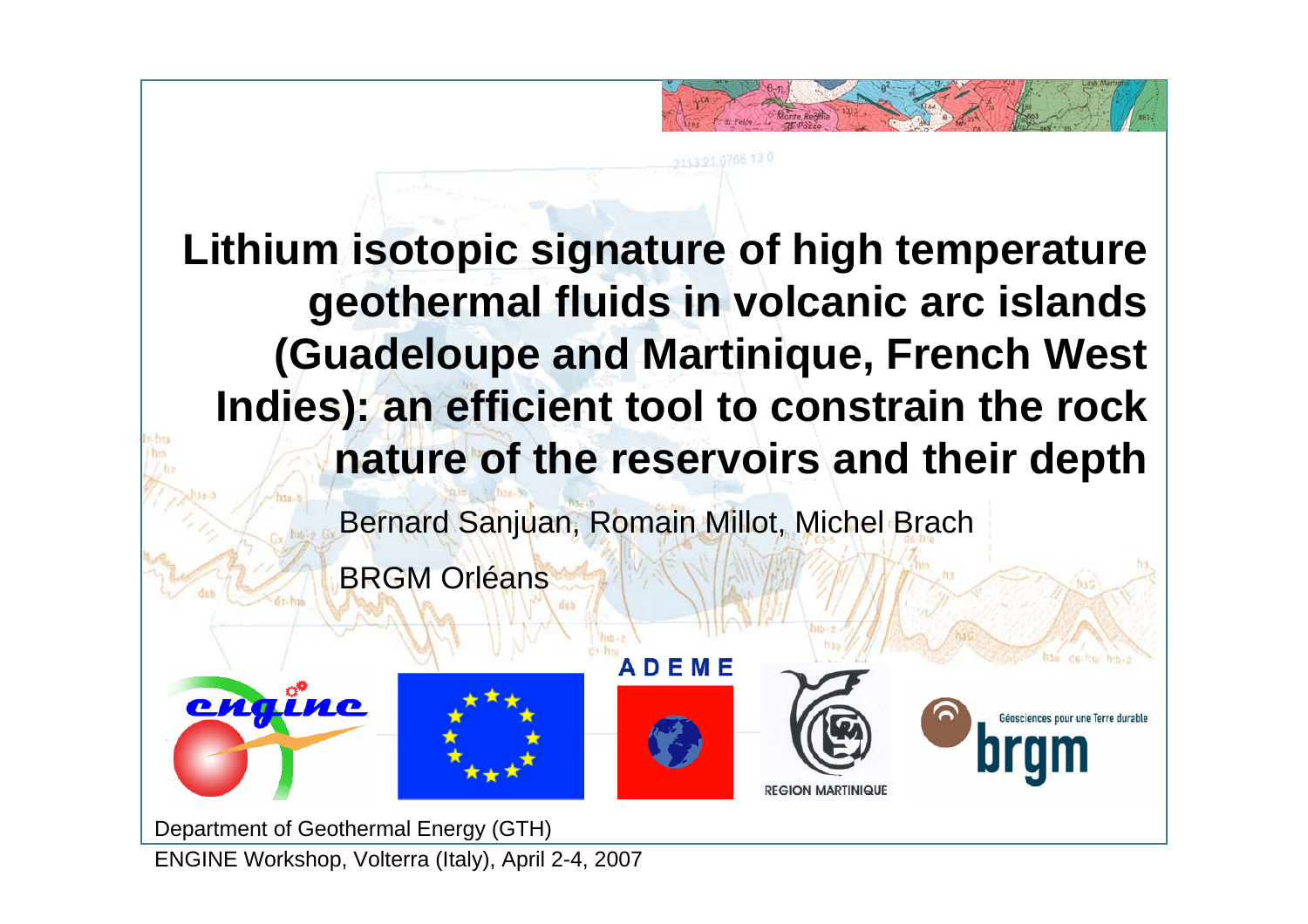# Lithium isotopic signature of high temperature geothermal fluids in volcanic arc islands (Guadeloupe and Martinique, French West Indies): an efficient tool to constrain the rock nature of the reservoirs and their depth

Bernard Sanjuan, Romain Millot, Michel Brach

BRGM Orléans

Department of Geothermal Energy (GTH)

ENGINE Workshop, Volterra (Italy), April 2-4, 2007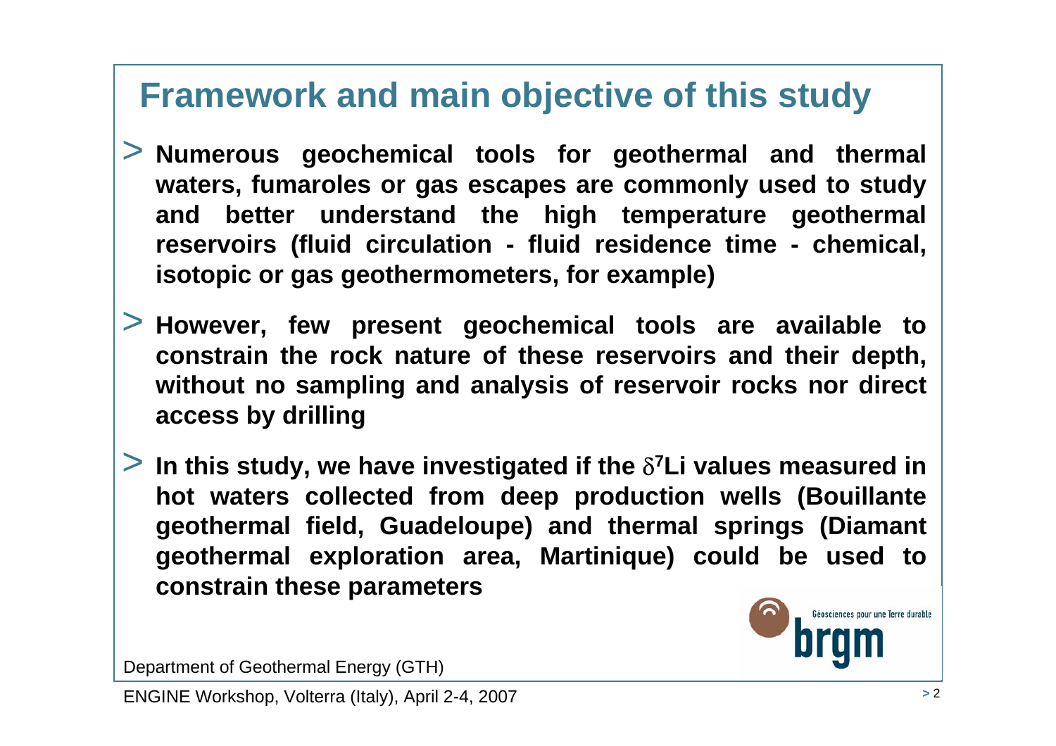# Framework and main objective of this study

> **Numerous geochemical tools for geothermal and thermal waters, fumaroles or gas escapes are commonly used to study and better understand the high temperature geothermal reservoirs (fluid circulation - fluid residence time - chemical, isotopic or gas geothermometers, for example)**

> **However, few present geochemical tools are available to constrain the rock nature of these reservoirs and their depth, without no sampling and analysis of reservoir rocks nor direct access by drilling**

> **In this study, we have investigated if the $\delta^7$Li values measured in hot waters collected from deep production wells (Bouillante geothermal field, Guadeloupe) and thermal springs (Diamant geothermal exploration area, Martinique) could be used to constrain these parameters**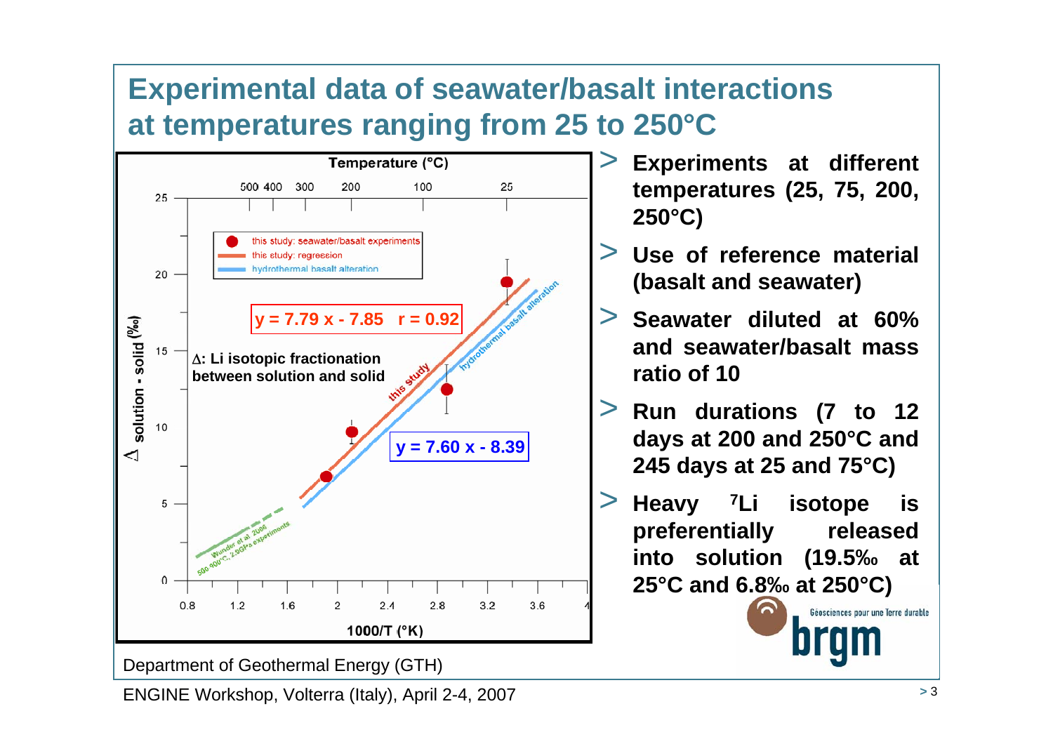# Experimental data of seawater/basalt interactions at temperatures ranging from 25 to 250°C

Temperature (°C)

500 400 300 200 100 25

- this study: seawater/basalt experiments
- this study: regression
- hydrothermal basalt alteration

$y = 7.79\,x - 7.85 \quad r = 0.92$

$y = 7.60\,x - 8.39$

$\Delta$: Li isotopic fractionation between solution and solid

$\Delta$ solution - solid (‰)

1000/T (°K)

Wunder et al. 2006, 500-900°C, 2.0GPa experiments

- Experiments at different temperatures (25, 75, 200, 250°C)
- Use of reference material (basalt and seawater)
- Seawater diluted at 60% and seawater/basalt mass ratio of 10
- Run durations (7 to 12 days at 200 and 250°C and 245 days at 25 and 75°C)
- Heavy $^{7}Li$ isotope is preferentially released into solution (19.5‰ at 25°C and 6.8‰ at 250°C)

Department of Geothermal Energy (GTH)

ENGINE Workshop, Volterra (Italy), April 2-4, 2007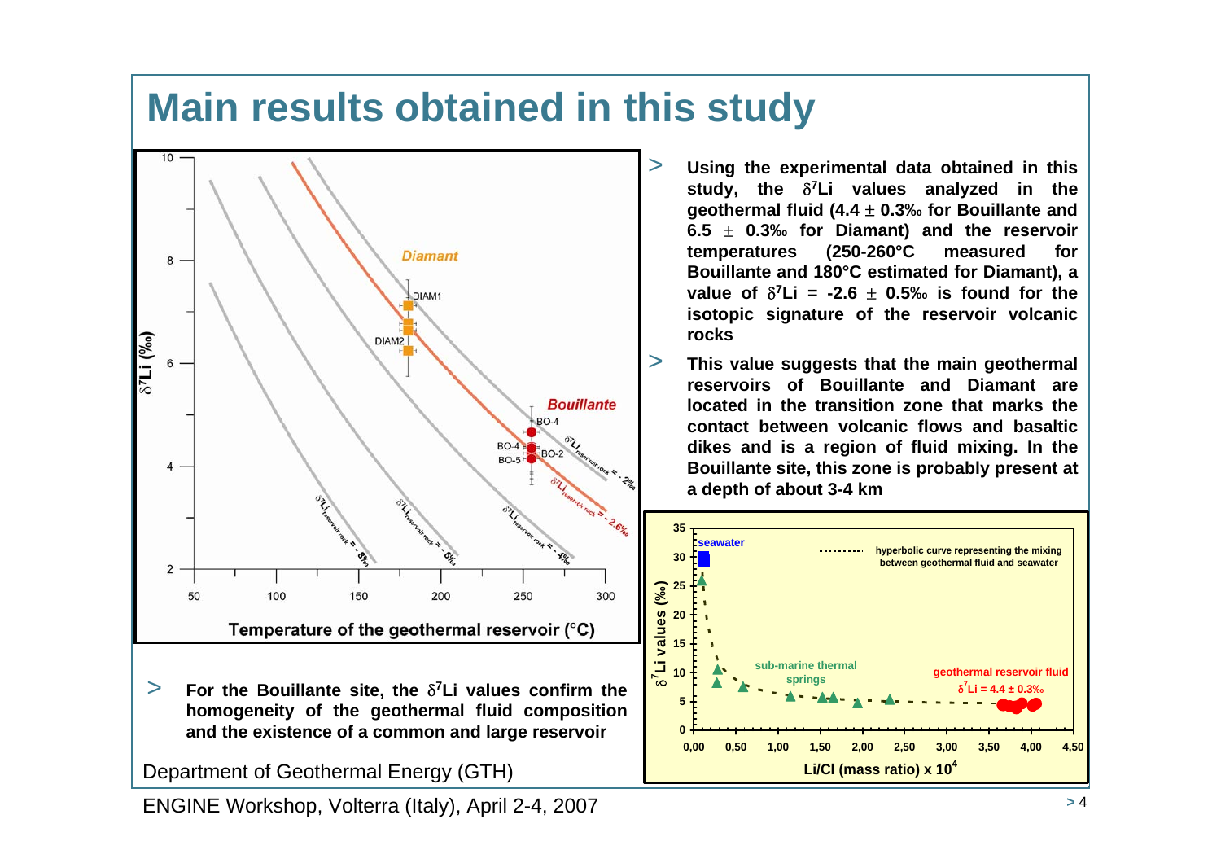# Main results obtained in this study

- Using the experimental data obtained in this study, the $\delta^7$Li values analyzed in the geothermal fluid (4.4 ± 0.3‰ for Bouillante and 6.5 ± 0.3‰ for Diamant) and the reservoir temperatures (250-260°C measured for Bouillante and 180°C estimated for Diamant), a value of $\delta^7$Li = -2.6 ± 0.5‰ is found for the isotopic signature of the reservoir volcanic rocks
- This value suggests that the main geothermal reservoirs of Bouillante and Diamant are located in the transition zone that marks the contact between volcanic flows and basaltic dikes and is a region of fluid mixing. In the Bouillante site, this zone is probably present at a depth of about 3-4 km

- For the Bouillante site, the $\delta^7$Li values confirm the homogeneity of the geothermal fluid composition and the existence of a common and large reservoir

Department of Geothermal Energy (GTH)

ENGINE Workshop, Volterra (Italy), April 2-4, 2007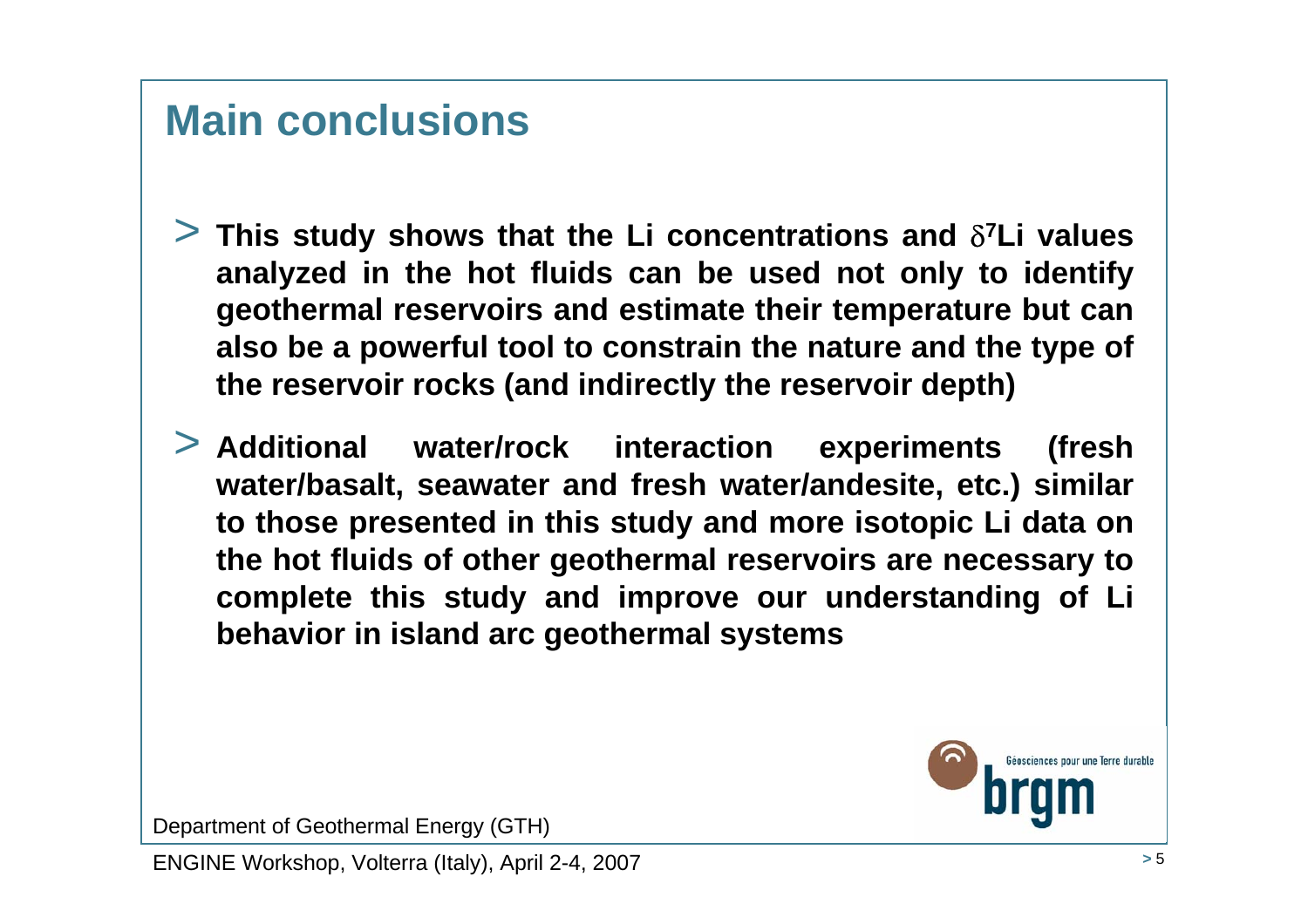# Main conclusions

- **This study shows that the Li concentrations and $\delta^7$Li values analyzed in the hot fluids can be used not only to identify geothermal reservoirs and estimate their temperature but can also be a powerful tool to constrain the nature and the type of the reservoir rocks (and indirectly the reservoir depth)**
- **Additional water/rock interaction experiments (fresh water/basalt, seawater and fresh water/andesite, etc.) similar to those presented in this study and more isotopic Li data on the hot fluids of other geothermal reservoirs are necessary to complete this study and improve our understanding of Li behavior in island arc geothermal systems**